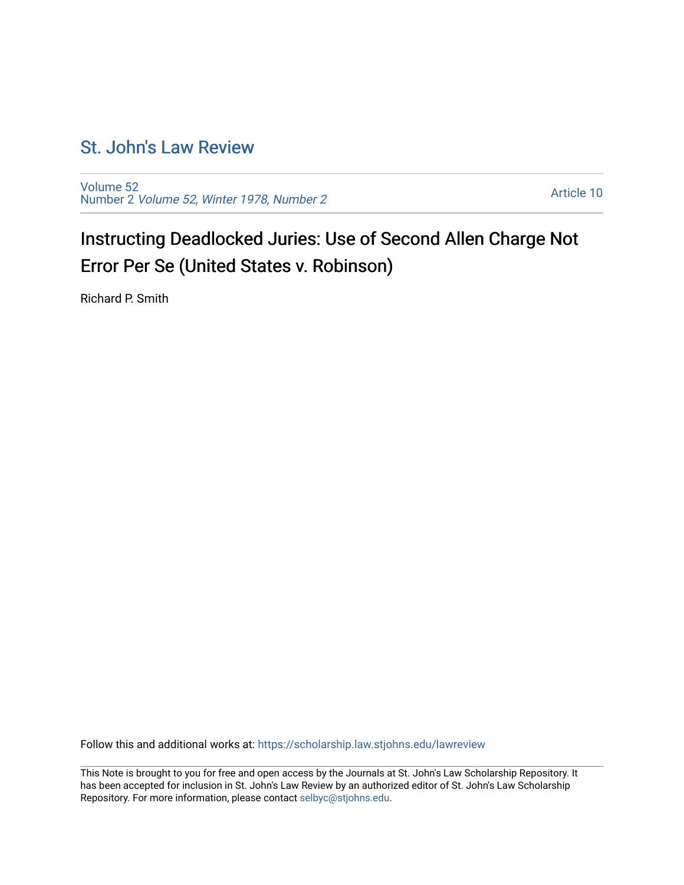# St. John's Law Review

Volume 52
Number 2 *Volume 52, Winter 1978, Number 2*

Article 10

## Instructing Deadlocked Juries: Use of Second Allen Charge Not Error Per Se (United States v. Robinson)

Richard P. Smith

Follow this and additional works at: https://scholarship.law.stjohns.edu/lawreview

This Note is brought to you for free and open access by the Journals at St. John's Law Scholarship Repository. It has been accepted for inclusion in St. John's Law Review by an authorized editor of St. John's Law Scholarship Repository. For more information, please contact selbyc@stjohns.edu.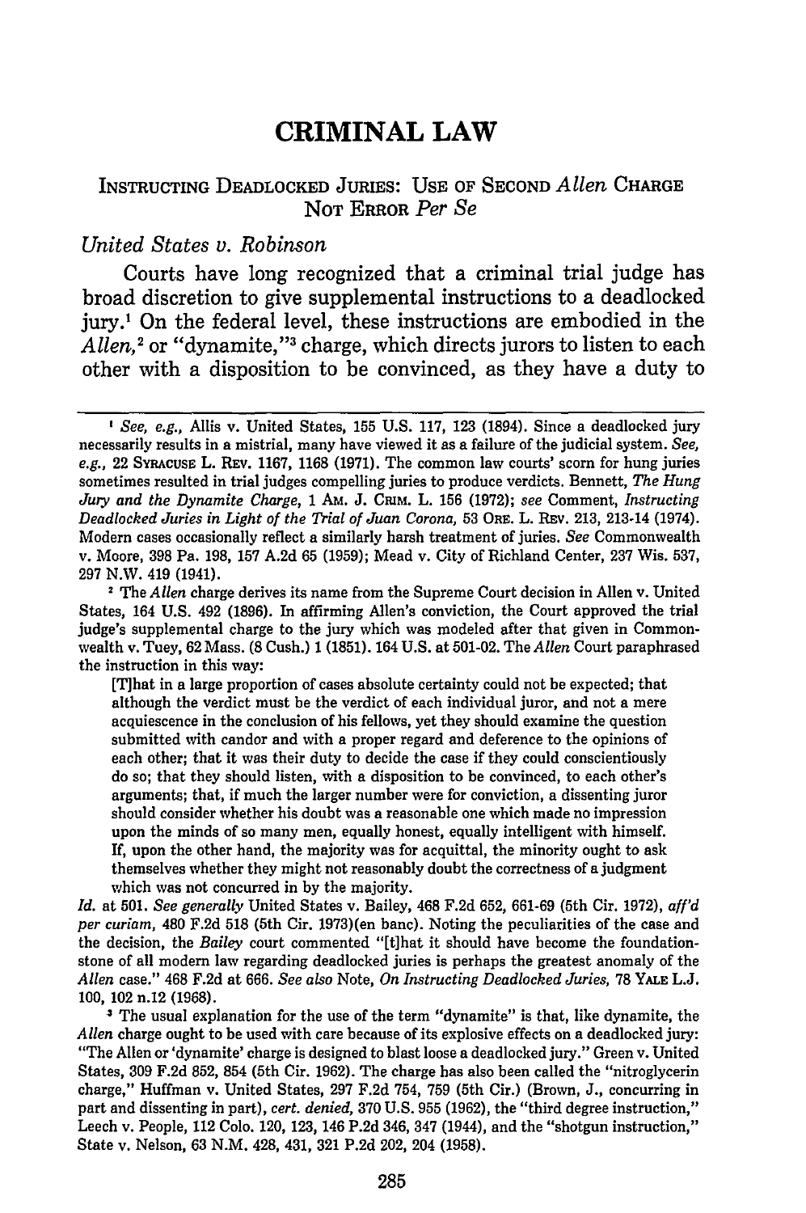# CRIMINAL LAW

## INSTRUCTING DEADLOCKED JURIES: USE OF SECOND *Allen* CHARGE NOT ERROR *Per Se*

*United States v. Robinson*

Courts have long recognized that a criminal trial judge has broad discretion to give supplemental instructions to a deadlocked jury.[1] On the federal level, these instructions are embodied in the *Allen*,[2] or "dynamite,"[3] charge, which directs jurors to listen to each other with a disposition to be convinced, as they have a duty to

---

[1] *See, e.g.*, Allis v. United States, 155 U.S. 117, 123 (1894). Since a deadlocked jury necessarily results in a mistrial, many have viewed it as a failure of the judicial system. *See, e.g.*, 22 SYRACUSE L. REV. 1167, 1168 (1971). The common law courts' scorn for hung juries sometimes resulted in trial judges compelling juries to produce verdicts. Bennett, *The Hung Jury and the Dynamite Charge*, 1 AM. J. CRIM. L. 156 (1972); *see* Comment, *Instructing Deadlocked Juries in Light of the Trial of Juan Corona*, 53 ORE. L. REV. 213, 213-14 (1974). Modern cases occasionally reflect a similarly harsh treatment of juries. *See* Commonwealth v. Moore, 398 Pa. 198, 157 A.2d 65 (1959); Mead v. City of Richland Center, 237 Wis. 537, 297 N.W. 419 (1941).

[2] The *Allen* charge derives its name from the Supreme Court decision in Allen v. United States, 164 U.S. 492 (1896). In affirming Allen's conviction, the Court approved the trial judge's supplemental charge to the jury which was modeled after that given in Commonwealth v. Tuey, 62 Mass. (8 Cush.) 1 (1851). 164 U.S. at 501-02. The *Allen* Court paraphrased the instruction in this way:

> [T]hat in a large proportion of cases absolute certainty could not be expected; that although the verdict must be the verdict of each individual juror, and not a mere acquiescence in the conclusion of his fellows, yet they should examine the question submitted with candor and with a proper regard and deference to the opinions of each other; that it was their duty to decide the case if they could conscientiously do so; that they should listen, with a disposition to be convinced, to each other's arguments; that, if much the larger number were for conviction, a dissenting juror should consider whether his doubt was a reasonable one which made no impression upon the minds of so many men, equally honest, equally intelligent with himself. If, upon the other hand, the majority was for acquittal, the minority ought to ask themselves whether they might not reasonably doubt the correctness of a judgment which was not concurred in by the majority.

*Id.* at 501. *See generally* United States v. Bailey, 468 F.2d 652, 661-69 (5th Cir. 1972), *aff'd per curiam*, 480 F.2d 518 (5th Cir. 1973)(en banc). Noting the peculiarities of the case and the decision, the *Bailey* court commented "[t]hat it should have become the foundation-stone of all modern law regarding deadlocked juries is perhaps the greatest anomaly of the *Allen* case." 468 F.2d at 666. *See also* Note, *On Instructing Deadlocked Juries*, 78 YALE L.J. 100, 102 n.12 (1968).

[3] The usual explanation for the use of the term "dynamite" is that, like dynamite, the *Allen* charge ought to be used with care because of its explosive effects on a deadlocked jury: "The Allen or 'dynamite' charge is designed to blast loose a deadlocked jury." Green v. United States, 309 F.2d 852, 854 (5th Cir. 1962). The charge has also been called the "nitroglycerin charge," Huffman v. United States, 297 F.2d 754, 759 (5th Cir.) (Brown, J., concurring in part and dissenting in part), *cert. denied*, 370 U.S. 955 (1962), the "third degree instruction," Leech v. People, 112 Colo. 120, 123, 146 P.2d 346, 347 (1944), and the "shotgun instruction," State v. Nelson, 63 N.M. 428, 431, 321 P.2d 202, 204 (1958).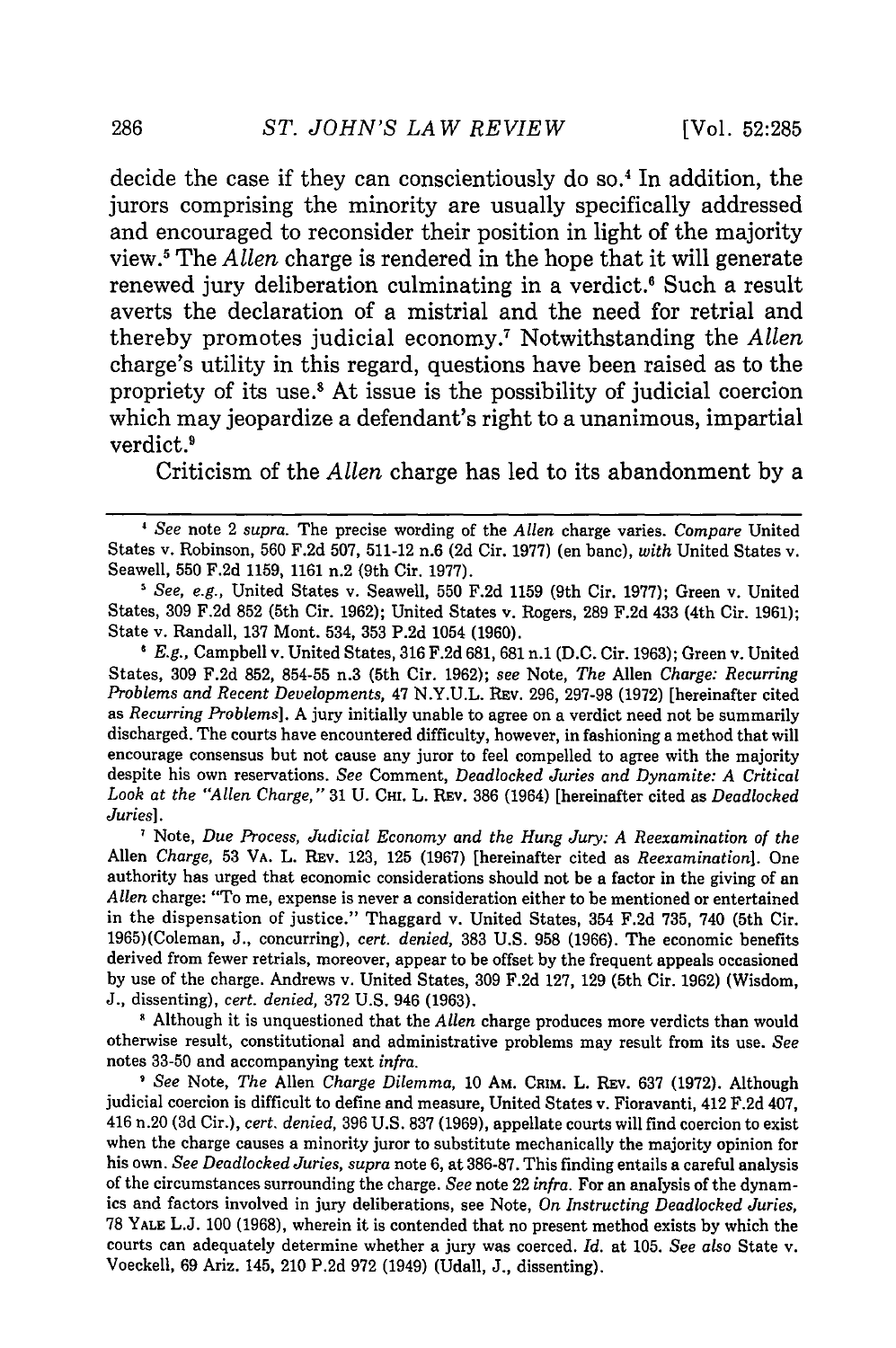decide the case if they can conscientiously do so.[4] In addition, the jurors comprising the minority are usually specifically addressed and encouraged to reconsider their position in light of the majority view.[5] The *Allen* charge is rendered in the hope that it will generate renewed jury deliberation culminating in a verdict.[6] Such a result averts the declaration of a mistrial and the need for retrial and thereby promotes judicial economy.[7] Notwithstanding the *Allen* charge's utility in this regard, questions have been raised as to the propriety of its use.[8] At issue is the possibility of judicial coercion which may jeopardize a defendant's right to a unanimous, impartial verdict.[9]

Criticism of the *Allen* charge has led to its abandonment by a

---

[4] *See* note 2 *supra*. The precise wording of the *Allen* charge varies. *Compare* United States v. Robinson, 560 F.2d 507, 511-12 n.6 (2d Cir. 1977) (en banc), *with* United States v. Seawell, 550 F.2d 1159, 1161 n.2 (9th Cir. 1977).

[5] *See, e.g.*, United States v. Seawell, 550 F.2d 1159 (9th Cir. 1977); Green v. United States, 309 F.2d 852 (5th Cir. 1962); United States v. Rogers, 289 F.2d 433 (4th Cir. 1961); State v. Randall, 137 Mont. 534, 353 P.2d 1054 (1960).

[6] *E.g.*, Campbell v. United States, 316 F.2d 681, 681 n.1 (D.C. Cir. 1963); Green v. United States, 309 F.2d 852, 854-55 n.3 (5th Cir. 1962); *see* Note, *The* Allen *Charge: Recurring Problems and Recent Developments*, 47 N.Y.U.L. REV. 296, 297-98 (1972) [hereinafter cited as *Recurring Problems*]. A jury initially unable to agree on a verdict need not be summarily discharged. The courts have encountered difficulty, however, in fashioning a method that will encourage consensus but not cause any juror to feel compelled to agree with the majority despite his own reservations. *See* Comment, *Deadlocked Juries and Dynamite: A Critical Look at the "Allen Charge,"* 31 U. CHI. L. REV. 386 (1964) [hereinafter cited as *Deadlocked Juries*].

[7] Note, *Due Process, Judicial Economy and the Hung Jury: A Reexamination of the* Allen *Charge*, 53 VA. L. REV. 123, 125 (1967) [hereinafter cited as *Reexamination*]. One authority has urged that economic considerations should not be a factor in the giving of an *Allen* charge: "To me, expense is never a consideration either to be mentioned or entertained in the dispensation of justice." Thaggard v. United States, 354 F.2d 735, 740 (5th Cir. 1965)(Coleman, J., concurring), *cert. denied*, 383 U.S. 958 (1966). The economic benefits derived from fewer retrials, moreover, appear to be offset by the frequent appeals occasioned by use of the charge. Andrews v. United States, 309 F.2d 127, 129 (5th Cir. 1962) (Wisdom, J., dissenting), *cert. denied*, 372 U.S. 946 (1963).

[8] Although it is unquestioned that the *Allen* charge produces more verdicts than would otherwise result, constitutional and administrative problems may result from its use. *See* notes 33-50 and accompanying text *infra*.

[9] *See* Note, *The* Allen *Charge Dilemma*, 10 AM. CRIM. L. REV. 637 (1972). Although judicial coercion is difficult to define and measure, United States v. Fioravanti, 412 F.2d 407, 416 n.20 (3d Cir.), *cert. denied*, 396 U.S. 837 (1969), appellate courts will find coercion to exist when the charge causes a minority juror to substitute mechanically the majority opinion for his own. *See Deadlocked Juries*, *supra* note 6, at 386-87. This finding entails a careful analysis of the circumstances surrounding the charge. *See* note 22 *infra*. For an analysis of the dynamics and factors involved in jury deliberations, see Note, *On Instructing Deadlocked Juries*, 78 YALE L.J. 100 (1968), wherein it is contended that no present method exists by which the courts can adequately determine whether a jury was coerced. *Id.* at 105. *See also* State v. Voeckell, 69 Ariz. 145, 210 P.2d 972 (1949) (Udall, J., dissenting).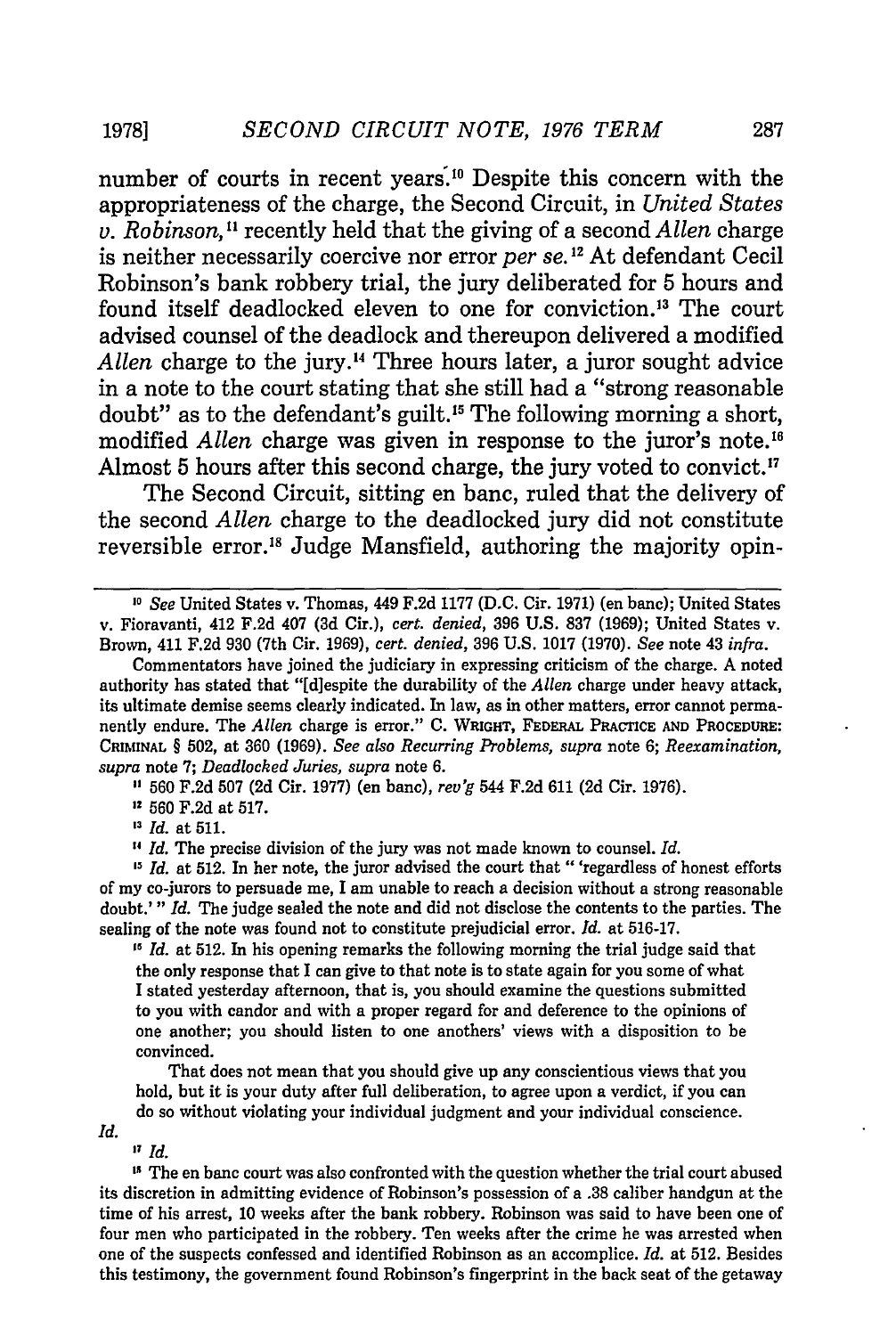number of courts in recent years.[10] Despite this concern with the appropriateness of the charge, the Second Circuit, in *United States v. Robinson*,[11] recently held that the giving of a second *Allen* charge is neither necessarily coercive nor error *per se*.[12] At defendant Cecil Robinson's bank robbery trial, the jury deliberated for 5 hours and found itself deadlocked eleven to one for conviction.[13] The court advised counsel of the deadlock and thereupon delivered a modified *Allen* charge to the jury.[14] Three hours later, a juror sought advice in a note to the court stating that she still had a "strong reasonable doubt" as to the defendant's guilt.[15] The following morning a short, modified *Allen* charge was given in response to the juror's note.[16] Almost 5 hours after this second charge, the jury voted to convict.[17]

The Second Circuit, sitting en banc, ruled that the delivery of the second *Allen* charge to the deadlocked jury did not constitute reversible error.[18] Judge Mansfield, authoring the majority opin-

---

[10] *See* United States v. Thomas, 449 F.2d 1177 (D.C. Cir. 1971) (en banc); United States v. Fioravanti, 412 F.2d 407 (3d Cir.), *cert. denied*, 396 U.S. 837 (1969); United States v. Brown, 411 F.2d 930 (7th Cir. 1969), *cert. denied*, 396 U.S. 1017 (1970). *See* note 43 *infra*.

Commentators have joined the judiciary in expressing criticism of the charge. A noted authority has stated that "[d]espite the durability of the *Allen* charge under heavy attack, its ultimate demise seems clearly indicated. In law, as in other matters, error cannot permanently endure. The *Allen* charge is error." C. WRIGHT, FEDERAL PRACTICE AND PROCEDURE: CRIMINAL § 502, at 360 (1969). *See also Recurring Problems*, *supra* note 6; *Reexamination*, *supra* note 7; *Deadlocked Juries*, *supra* note 6.

[11] 560 F.2d 507 (2d Cir. 1977) (en banc), *rev'g* 544 F.2d 611 (2d Cir. 1976).

[12] 560 F.2d at 517.

[13] *Id.* at 511.

[14] *Id.* The precise division of the jury was not made known to counsel. *Id.*

[15] *Id.* at 512. In her note, the juror advised the court that " 'regardless of honest efforts of my co-jurors to persuade me, I am unable to reach a decision without a strong reasonable doubt.' " *Id.* The judge sealed the note and did not disclose the contents to the parties. The sealing of the note was found not to constitute prejudicial error. *Id.* at 516-17.

[16] *Id.* at 512. In his opening remarks the following morning the trial judge said that

> the only response that I can give to that note is to state again for you some of what I stated yesterday afternoon, that is, you should examine the questions submitted to you with candor and with a proper regard for and deference to the opinions of one another; you should listen to one anothers' views with a disposition to be convinced.
>
> That does not mean that you should give up any conscientious views that you hold, but it is your duty after full deliberation, to agree upon a verdict, if you can do so without violating your individual judgment and your individual conscience.

*Id.*

[17] *Id.*

[18] The en banc court was also confronted with the question whether the trial court abused its discretion in admitting evidence of Robinson's possession of a .38 caliber handgun at the time of his arrest, 10 weeks after the bank robbery. Robinson was said to have been one of four men who participated in the robbery. Ten weeks after the crime he was arrested when one of the suspects confessed and identified Robinson as an accomplice. *Id.* at 512. Besides this testimony, the government found Robinson's fingerprint in the back seat of the getaway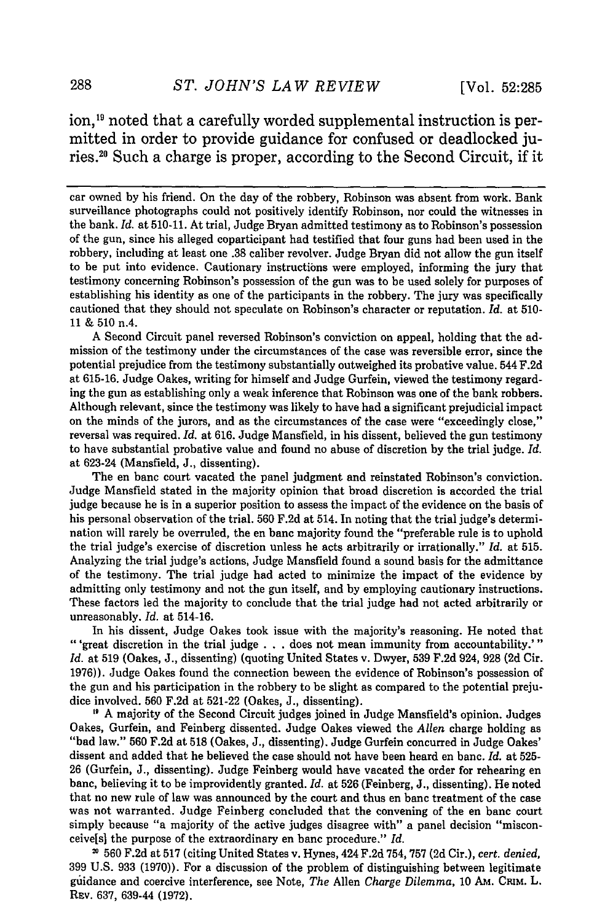ion,[19] noted that a carefully worded supplemental instruction is permitted in order to provide guidance for confused or deadlocked juries.[20] Such a charge is proper, according to the Second Circuit, if it

---

car owned by his friend. On the day of the robbery, Robinson was absent from work. Bank surveillance photographs could not positively identify Robinson, nor could the witnesses in the bank. *Id.* at 510-11. At trial, Judge Bryan admitted testimony as to Robinson's possession of the gun, since his alleged coparticipant had testified that four guns had been used in the robbery, including at least one .38 caliber revolver. Judge Bryan did not allow the gun itself to be put into evidence. Cautionary instructions were employed, informing the jury that testimony concerning Robinson's possession of the gun was to be used solely for purposes of establishing his identity as one of the participants in the robbery. The jury was specifically cautioned that they should not speculate on Robinson's character or reputation. *Id.* at 510-11 & 510 n.4.

A Second Circuit panel reversed Robinson's conviction on appeal, holding that the admission of the testimony under the circumstances of the case was reversible error, since the potential prejudice from the testimony substantially outweighed its probative value. 544 F.2d at 615-16. Judge Oakes, writing for himself and Judge Gurfein, viewed the testimony regarding the gun as establishing only a weak inference that Robinson was one of the bank robbers. Although relevant, since the testimony was likely to have had a significant prejudicial impact on the minds of the jurors, and as the circumstances of the case were "exceedingly close," reversal was required. *Id.* at 616. Judge Mansfield, in his dissent, believed the gun testimony to have substantial probative value and found no abuse of discretion by the trial judge. *Id.* at 623-24 (Mansfield, J., dissenting).

The en banc court vacated the panel judgment and reinstated Robinson's conviction. Judge Mansfield stated in the majority opinion that broad discretion is accorded the trial judge because he is in a superior position to assess the impact of the evidence on the basis of his personal observation of the trial. 560 F.2d at 514. In noting that the trial judge's determination will rarely be overruled, the en banc majority found the "preferable rule is to uphold the trial judge's exercise of discretion unless he acts arbitrarily or irrationally." *Id.* at 515. Analyzing the trial judge's actions, Judge Mansfield found a sound basis for the admittance of the testimony. The trial judge had acted to minimize the impact of the evidence by admitting only testimony and not the gun itself, and by employing cautionary instructions. These factors led the majority to conclude that the trial judge had not acted arbitrarily or unreasonably. *Id.* at 514-16.

In his dissent, Judge Oakes took issue with the majority's reasoning. He noted that "'great discretion in the trial judge . . . does not mean immunity from accountability.'" *Id.* at 519 (Oakes, J., dissenting) (quoting United States v. Dwyer, 539 F.2d 924, 928 (2d Cir. 1976)). Judge Oakes found the connection beween the evidence of Robinson's possession of the gun and his participation in the robbery to be slight as compared to the potential prejudice involved. 560 F.2d at 521-22 (Oakes, J., dissenting).

[19] A majority of the Second Circuit judges joined in Judge Mansfield's opinion. Judges Oakes, Gurfein, and Feinberg dissented. Judge Oakes viewed the *Allen* charge holding as "bad law." 560 F.2d at 518 (Oakes, J., dissenting). Judge Gurfein concurred in Judge Oakes' dissent and added that he believed the case should not have been heard en banc. *Id.* at 525-26 (Gurfein, J., dissenting). Judge Feinberg would have vacated the order for rehearing en banc, believing it to be improvidently granted. *Id.* at 526 (Feinberg, J., dissenting). He noted that no new rule of law was announced by the court and thus en banc treatment of the case was not warranted. Judge Feinberg concluded that the convening of the en banc court simply because "a majority of the active judges disagree with" a panel decision "misconceive[s] the purpose of the extraordinary en banc procedure." *Id.*

[20] 560 F.2d at 517 (citing United States v. Hynes, 424 F.2d 754, 757 (2d Cir.), *cert. denied*, 399 U.S. 933 (1970)). For a discussion of the problem of distinguishing between legitimate guidance and coercive interference, see Note, *The* Allen *Charge Dilemma*, 10 AM. CRIM. L. REV. 637, 639-44 (1972).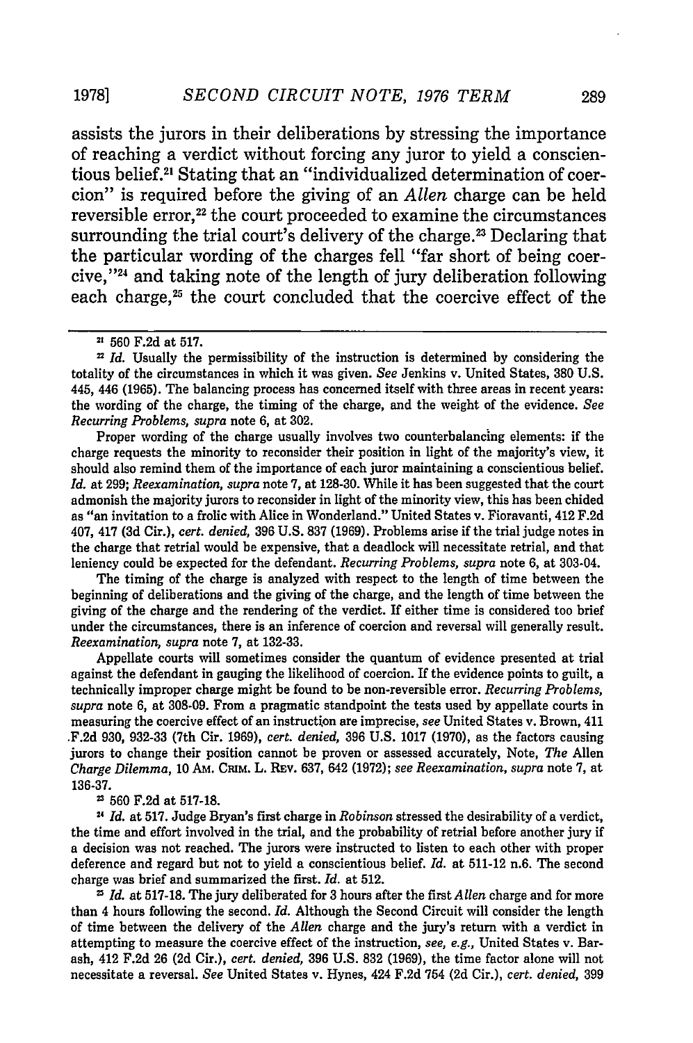assists the jurors in their deliberations by stressing the importance of reaching a verdict without forcing any juror to yield a conscientious belief.[21] Stating that an "individualized determination of coercion" is required before the giving of an *Allen* charge can be held reversible error,[22] the court proceeded to examine the circumstances surrounding the trial court's delivery of the charge.[23] Declaring that the particular wording of the charges fell "far short of being coercive,"[24] and taking note of the length of jury deliberation following each charge,[25] the court concluded that the coercive effect of the

---

[21] 560 F.2d at 517.

[22] *Id.* Usually the permissibility of the instruction is determined by considering the totality of the circumstances in which it was given. *See* Jenkins v. United States, 380 U.S. 445, 446 (1965). The balancing process has concerned itself with three areas in recent years: the wording of the charge, the timing of the charge, and the weight of the evidence. *See Recurring Problems, supra* note 6, at 302.

Proper wording of the charge usually involves two counterbalancing elements: if the charge requests the minority to reconsider their position in light of the majority's view, it should also remind them of the importance of each juror maintaining a conscientious belief. *Id.* at 299; *Reexamination, supra* note 7, at 128-30. While it has been suggested that the court admonish the majority jurors to reconsider in light of the minority view, this has been chided as "an invitation to a frolic with Alice in Wonderland." United States v. Fioravanti, 412 F.2d 407, 417 (3d Cir.), *cert. denied,* 396 U.S. 837 (1969). Problems arise if the trial judge notes in the charge that retrial would be expensive, that a deadlock will necessitate retrial, and that leniency could be expected for the defendant. *Recurring Problems, supra* note 6, at 303-04.

The timing of the charge is analyzed with respect to the length of time between the beginning of deliberations and the giving of the charge, and the length of time between the giving of the charge and the rendering of the verdict. If either time is considered too brief under the circumstances, there is an inference of coercion and reversal will generally result. *Reexamination, supra* note 7, at 132-33.

Appellate courts will sometimes consider the quantum of evidence presented at trial against the defendant in gauging the likelihood of coercion. If the evidence points to guilt, a technically improper charge might be found to be non-reversible error. *Recurring Problems, supra* note 6, at 308-09. From a pragmatic standpoint the tests used by appellate courts in measuring the coercive effect of an instruction are imprecise, *see* United States v. Brown, 411 F.2d 930, 932-33 (7th Cir. 1969), *cert. denied,* 396 U.S. 1017 (1970), as the factors causing jurors to change their position cannot be proven or assessed accurately, Note, *The* Allen *Charge Dilemma,* 10 AM. CRIM. L. REV. 637, 642 (1972); *see Reexamination, supra* note 7, at 136-37.

[23] 560 F.2d at 517-18.

[24] *Id.* at 517. Judge Bryan's first charge in *Robinson* stressed the desirability of a verdict, the time and effort involved in the trial, and the probability of retrial before another jury if a decision was not reached. The jurors were instructed to listen to each other with proper deference and regard but not to yield a conscientious belief. *Id.* at 511-12 n.6. The second charge was brief and summarized the first. *Id.* at 512.

[25] *Id.* at 517-18. The jury deliberated for 3 hours after the first *Allen* charge and for more than 4 hours following the second. *Id.* Although the Second Circuit will consider the length of time between the delivery of the *Allen* charge and the jury's return with a verdict in attempting to measure the coercive effect of the instruction, *see, e.g.,* United States v. Barash, 412 F.2d 26 (2d Cir.), *cert. denied,* 396 U.S. 832 (1969), the time factor alone will not necessitate a reversal. *See* United States v. Hynes, 424 F.2d 754 (2d Cir.), *cert. denied,* 399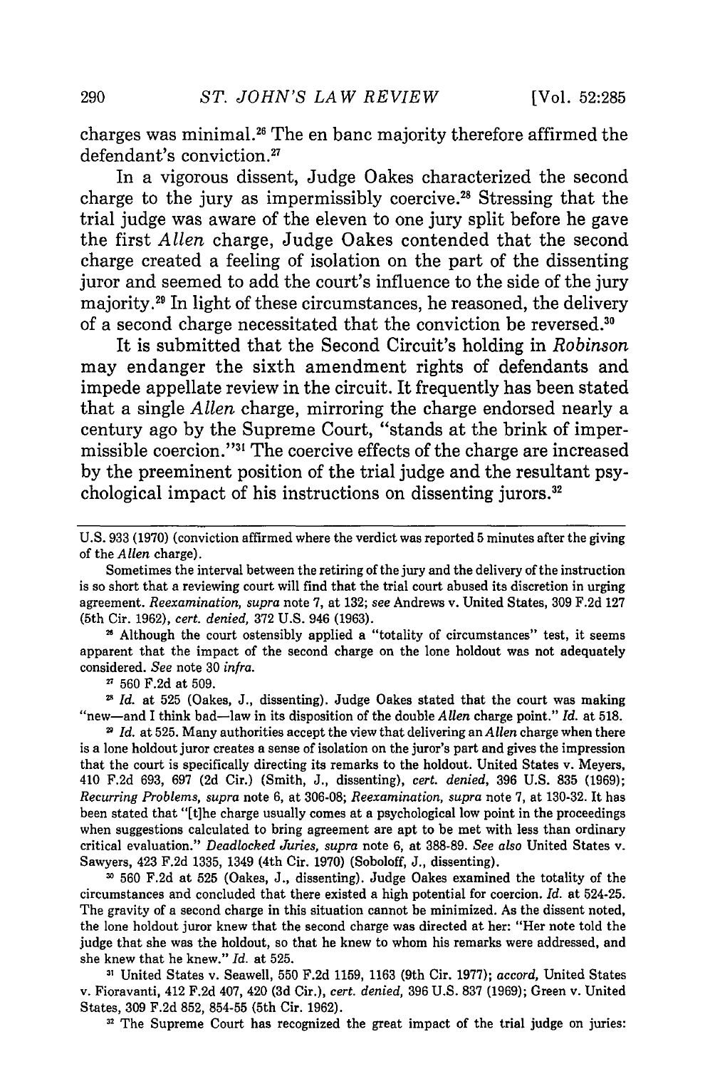charges was minimal.[26] The en banc majority therefore affirmed the defendant's conviction.[27]

In a vigorous dissent, Judge Oakes characterized the second charge to the jury as impermissibly coercive.[28] Stressing that the trial judge was aware of the eleven to one jury split before he gave the first *Allen* charge, Judge Oakes contended that the second charge created a feeling of isolation on the part of the dissenting juror and seemed to add the court's influence to the side of the jury majority.[29] In light of these circumstances, he reasoned, the delivery of a second charge necessitated that the conviction be reversed.[30]

It is submitted that the Second Circuit's holding in *Robinson* may endanger the sixth amendment rights of defendants and impede appellate review in the circuit. It frequently has been stated that a single *Allen* charge, mirroring the charge endorsed nearly a century ago by the Supreme Court, "stands at the brink of impermissible coercion."[31] The coercive effects of the charge are increased by the preeminent position of the trial judge and the resultant psychological impact of his instructions on dissenting jurors.[32]

---

U.S. 933 (1970) (conviction affirmed where the verdict was reported 5 minutes after the giving of the *Allen* charge).

Sometimes the interval between the retiring of the jury and the delivery of the instruction is so short that a reviewing court will find that the trial court abused its discretion in urging agreement. *Reexamination, supra* note 7, at 132; *see* Andrews v. United States, 309 F.2d 127 (5th Cir. 1962), *cert. denied,* 372 U.S. 946 (1963).

[26] Although the court ostensibly applied a "totality of circumstances" test, it seems apparent that the impact of the second charge on the lone holdout was not adequately considered. *See* note 30 *infra.*

[27] 560 F.2d at 509.

[28] *Id.* at 525 (Oakes, J., dissenting). Judge Oakes stated that the court was making "new—and I think bad—law in its disposition of the double *Allen* charge point." *Id.* at 518.

[29] *Id.* at 525. Many authorities accept the view that delivering an *Allen* charge when there is a lone holdout juror creates a sense of isolation on the juror's part and gives the impression that the court is specifically directing its remarks to the holdout. United States v. Meyers, 410 F.2d 693, 697 (2d Cir.) (Smith, J., dissenting), *cert. denied,* 396 U.S. 835 (1969); *Recurring Problems, supra* note 6, at 306-08; *Reexamination, supra* note 7, at 130-32. It has been stated that "[t]he charge usually comes at a psychological low point in the proceedings when suggestions calculated to bring agreement are apt to be met with less than ordinary critical evaluation." *Deadlocked Juries, supra* note 6, at 388-89. *See also* United States v. Sawyers, 423 F.2d 1335, 1349 (4th Cir. 1970) (Soboloff, J., dissenting).

[30] 560 F.2d at 525 (Oakes, J., dissenting). Judge Oakes examined the totality of the circumstances and concluded that there existed a high potential for coercion. *Id.* at 524-25. The gravity of a second charge in this situation cannot be minimized. As the dissent noted, the lone holdout juror knew that the second charge was directed at her: "Her note told the judge that she was the holdout, so that he knew to whom his remarks were addressed, and she knew that he knew." *Id.* at 525.

[31] United States v. Seawell, 550 F.2d 1159, 1163 (9th Cir. 1977); *accord,* United States v. Fioravanti, 412 F.2d 407, 420 (3d Cir.), *cert. denied,* 396 U.S. 837 (1969); Green v. United States, 309 F.2d 852, 854-55 (5th Cir. 1962).

[32] The Supreme Court has recognized the great impact of the trial judge on juries: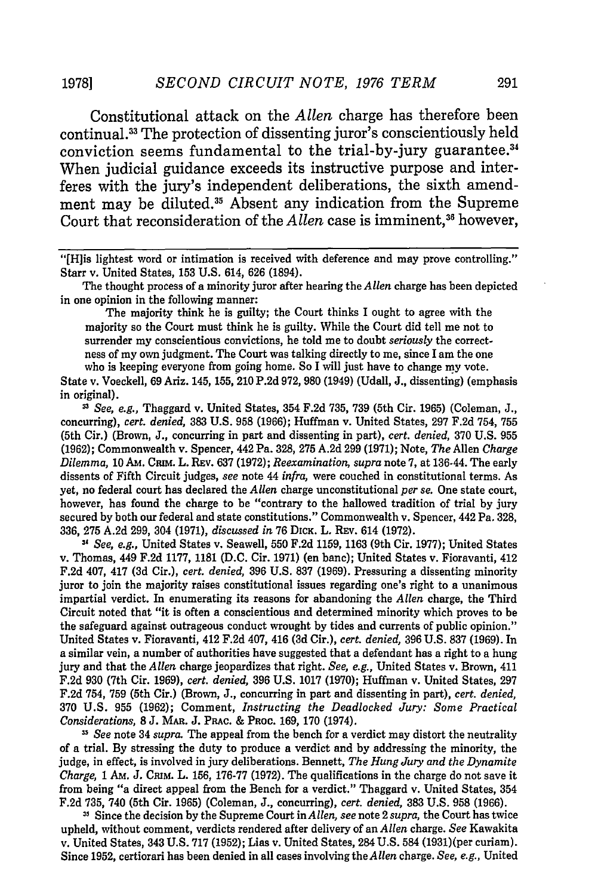Constitutional attack on the *Allen* charge has therefore been continual.[33] The protection of dissenting juror's conscientiously held conviction seems fundamental to the trial-by-jury guarantee.[34] When judicial guidance exceeds its instructive purpose and interferes with the jury's independent deliberations, the sixth amendment may be diluted.[35] Absent any indication from the Supreme Court that reconsideration of the *Allen* case is imminent,[36] however,

---

"[H]is lightest word or intimation is received with deference and may prove controlling." Starr v. United States, 153 U.S. 614, 626 (1894).

The thought process of a minority juror after hearing the *Allen* charge has been depicted in one opinion in the following manner:

> The majority think he is guilty; the Court thinks I ought to agree with the majority so the Court must think he is guilty. While the Court did tell me not to surrender my conscientious convictions, he told me to doubt *seriously* the correctness of my own judgment. The Court was talking directly to me, since I am the one who is keeping everyone from going home. So I will just have to change my vote.

State v. Voeckell, 69 Ariz. 145, 155, 210 P.2d 972, 980 (1949) (Udall, J., dissenting) (emphasis in original).

[33] *See, e.g.,* Thaggard v. United States, 354 F.2d 735, 739 (5th Cir. 1965) (Coleman, J., concurring), *cert. denied,* 383 U.S. 958 (1966); Huffman v. United States, 297 F.2d 754, 755 (5th Cir.) (Brown, J., concurring in part and dissenting in part), *cert. denied,* 370 U.S. 955 (1962); Commonwealth v. Spencer, 442 Pa. 328, 275 A.2d 299 (1971); Note, *The* Allen *Charge Dilemma,* 10 AM. CRIM. L. REV. 637 (1972); *Reexamination, supra* note 7, at 136-44. The early dissents of Fifth Circuit judges, *see* note 44 *infra,* were couched in constitutional terms. As yet, no federal court has declared the *Allen* charge unconstitutional *per se.* One state court, however, has found the charge to be "contrary to the hallowed tradition of trial by jury secured by both our federal and state constitutions." Commonwealth v. Spencer, 442 Pa. 328, 336, 275 A.2d 299, 304 (1971), *discussed in* 76 DICK. L. REV. 614 (1972).

[34] *See, e.g.,* United States v. Seawell, 550 F.2d 1159, 1163 (9th Cir. 1977); United States v. Thomas, 449 F.2d 1177, 1181 (D.C. Cir. 1971) (en banc); United States v. Fioravanti, 412 F.2d 407, 417 (3d Cir.), *cert. denied,* 396 U.S. 837 (1969). Pressuring a dissenting minority juror to join the majority raises constitutional issues regarding one's right to a unanimous impartial verdict. In enumerating its reasons for abandoning the *Allen* charge, the Third Circuit noted that "it is often a conscientious and determined minority which proves to be the safeguard against outrageous conduct wrought by tides and currents of public opinion." United States v. Fioravanti, 412 F.2d 407, 416 (3d Cir.), *cert. denied,* 396 U.S. 837 (1969). In a similar vein, a number of authorities have suggested that a defendant has a right to a hung jury and that the *Allen* charge jeopardizes that right. *See, e.g.,* United States v. Brown, 411 F.2d 930 (7th Cir. 1969), *cert. denied,* 396 U.S. 1017 (1970); Huffman v. United States, 297 F.2d 754, 759 (5th Cir.) (Brown, J., concurring in part and dissenting in part), *cert. denied,* 370 U.S. 955 (1962); Comment, *Instructing the Deadlocked Jury: Some Practical Considerations,* 8 J. MAR. J. PRAC. & PROC. 169, 170 (1974).

[35] *See* note 34 *supra.* The appeal from the bench for a verdict may distort the neutrality of a trial. By stressing the duty to produce a verdict and by addressing the minority, the judge, in effect, is involved in jury deliberations. Bennett, *The Hung Jury and the Dynamite Charge,* 1 AM. J. CRIM. L. 156, 176-77 (1972). The qualifications in the charge do not save it from being "a direct appeal from the Bench for a verdict." Thaggard v. United States, 354 F.2d 735, 740 (5th Cir. 1965) (Coleman, J., concurring), *cert. denied,* 383 U.S. 958 (1966).

[36] Since the decision by the Supreme Court in *Allen, see* note 2 *supra,* the Court has twice upheld, without comment, verdicts rendered after delivery of an *Allen* charge. *See* Kawakita v. United States, 343 U.S. 717 (1952); Lias v. United States, 284 U.S. 584 (1931)(per curiam). Since 1952, certiorari has been denied in all cases involving the *Allen* charge. *See, e.g.,* United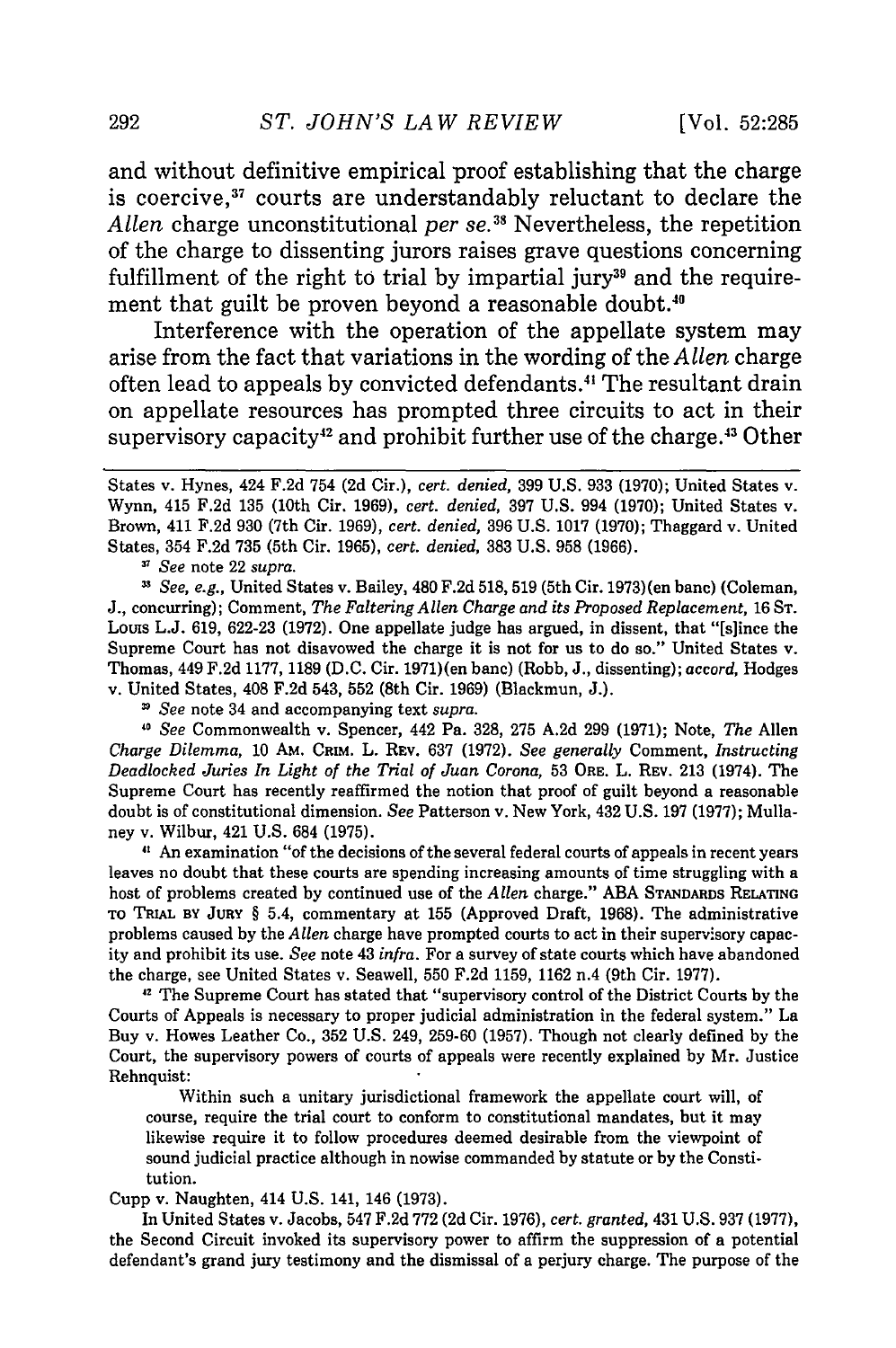and without definitive empirical proof establishing that the charge is coercive,[37] courts are understandably reluctant to declare the *Allen* charge unconstitutional *per se*.[38] Nevertheless, the repetition of the charge to dissenting jurors raises grave questions concerning fulfillment of the right to trial by impartial jury[39] and the requirement that guilt be proven beyond a reasonable doubt.[40]

Interference with the operation of the appellate system may arise from the fact that variations in the wording of the *Allen* charge often lead to appeals by convicted defendants.[41] The resultant drain on appellate resources has prompted three circuits to act in their supervisory capacity[42] and prohibit further use of the charge.[43] Other

---

States v. Hynes, 424 F.2d 754 (2d Cir.), *cert. denied*, 399 U.S. 933 (1970); United States v. Wynn, 415 F.2d 135 (10th Cir. 1969), *cert. denied*, 397 U.S. 994 (1970); United States v. Brown, 411 F.2d 930 (7th Cir. 1969), *cert. denied*, 396 U.S. 1017 (1970); Thaggard v. United States, 354 F.2d 735 (5th Cir. 1965), *cert. denied*, 383 U.S. 958 (1966).

[37] *See* note 22 *supra*.

[38] *See, e.g.*, United States v. Bailey, 480 F.2d 518, 519 (5th Cir. 1973)(en banc) (Coleman, J., concurring); Comment, *The Faltering Allen Charge and its Proposed Replacement*, 16 ST. LOUIS L.J. 619, 622-23 (1972). One appellate judge has argued, in dissent, that "[s]ince the Supreme Court has not disavowed the charge it is not for us to do so." United States v. Thomas, 449 F.2d 1177, 1189 (D.C. Cir. 1971)(en banc) (Robb, J., dissenting); *accord*, Hodges v. United States, 408 F.2d 543, 552 (8th Cir. 1969) (Blackmun, J.).

[39] *See* note 34 and accompanying text *supra*.

[40] *See* Commonwealth v. Spencer, 442 Pa. 328, 275 A.2d 299 (1971); Note, *The* Allen *Charge Dilemma*, 10 AM. CRIM. L. REV. 637 (1972). *See generally* Comment, *Instructing Deadlocked Juries In Light of the Trial of Juan Corona*, 53 ORE. L. REV. 213 (1974). The Supreme Court has recently reaffirmed the notion that proof of guilt beyond a reasonable doubt is of constitutional dimension. *See* Patterson v. New York, 432 U.S. 197 (1977); Mullaney v. Wilbur, 421 U.S. 684 (1975).

[41] An examination "of the decisions of the several federal courts of appeals in recent years leaves no doubt that these courts are spending increasing amounts of time struggling with a host of problems created by continued use of the *Allen* charge." ABA STANDARDS RELATING TO TRIAL BY JURY § 5.4, commentary at 155 (Approved Draft, 1968). The administrative problems caused by the *Allen* charge have prompted courts to act in their supervisory capacity and prohibit its use. *See* note 43 *infra*. For a survey of state courts which have abandoned the charge, see United States v. Seawell, 550 F.2d 1159, 1162 n.4 (9th Cir. 1977).

[42] The Supreme Court has stated that "supervisory control of the District Courts by the Courts of Appeals is necessary to proper judicial administration in the federal system." La Buy v. Howes Leather Co., 352 U.S. 249, 259-60 (1957). Though not clearly defined by the Court, the supervisory powers of courts of appeals were recently explained by Mr. Justice Rehnquist:

> Within such a unitary jurisdictional framework the appellate court will, of course, require the trial court to conform to constitutional mandates, but it may likewise require it to follow procedures deemed desirable from the viewpoint of sound judicial practice although in nowise commanded by statute or by the Constitution.

Cupp v. Naughten, 414 U.S. 141, 146 (1973).

In United States v. Jacobs, 547 F.2d 772 (2d Cir. 1976), *cert. granted*, 431 U.S. 937 (1977), the Second Circuit invoked its supervisory power to affirm the suppression of a potential defendant's grand jury testimony and the dismissal of a perjury charge. The purpose of the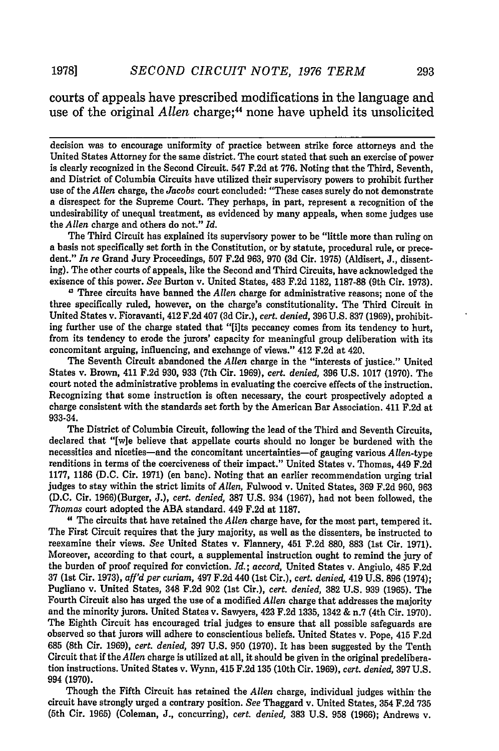courts of appeals have prescribed modifications in the language and use of the original *Allen* charge;[44] none have upheld its unsolicited

---

decision was to encourage uniformity of practice between strike force attorneys and the United States Attorney for the same district. The court stated that such an exercise of power is clearly recognized in the Second Circuit. 547 F.2d at 776. Noting that the Third, Seventh, and District of Columbia Circuits have utilized their supervisory powers to prohibit further use of the *Allen* charge, the *Jacobs* court concluded: "These cases surely do not demonstrate a disrespect for the Supreme Court. They perhaps, in part, represent a recognition of the undesirability of unequal treatment, as evidenced by many appeals, when some judges use the *Allen* charge and others do not." *Id.*

The Third Circuit has explained its supervisory power to be "little more than ruling on a basis not specifically set forth in the Constitution, or by statute, procedural rule, or precedent." *In re* Grand Jury Proceedings, 507 F.2d 963, 970 (3d Cir. 1975) (Aldisert, J., dissenting). The other courts of appeals, like the Second and Third Circuits, have acknowledged the exisence of this power. *See* Burton v. United States, 483 F.2d 1182, 1187-88 (9th Cir. 1973).

[43] Three circuits have banned the *Allen* charge for administrative reasons; none of the three specifically ruled, however, on the charge's constitutionality. The Third Circuit in United States v. Fioravanti, 412 F.2d 407 (3d Cir.), *cert. denied,* 396 U.S. 837 (1969), prohibiting further use of the charge stated that "[i]ts peccancy comes from its tendency to hurt, from its tendency to erode the jurors' capacity for meaningful group deliberation with its concomitant arguing, influencing, and exchange of views." 412 F.2d at 420.

The Seventh Circuit abandoned the *Allen* charge in the "interests of justice." United States v. Brown, 411 F.2d 930, 933 (7th Cir. 1969), *cert. denied,* 396 U.S. 1017 (1970). The court noted the administrative problems in evaluating the coercive effects of the instruction. Recognizing that some instruction is often necessary, the court prospectively adopted a charge consistent with the standards set forth by the American Bar Association. 411 F.2d at 933-34.

The District of Columbia Circuit, following the lead of the Third and Seventh Circuits, declared that "[w]e believe that appellate courts should no longer be burdened with the necessities and niceties—and the concomitant uncertainties—of gauging various *Allen*-type renditions in terms of the coerciveness of their impact." United States v. Thomas, 449 F.2d 1177, 1186 (D.C. Cir. 1971) (en banc). Noting that an earlier recommendation urging trial judges to stay within the strict limits of *Allen,* Fulwood v. United States, 369 F.2d 960, 963 (D.C. Cir. 1966)(Burger, J.), *cert. denied,* 387 U.S. 934 (1967), had not been followed, the *Thomas* court adopted the ABA standard. 449 F.2d at 1187.

[44] The circuits that have retained the *Allen* charge have, for the most part, tempered it. The First Circuit requires that the jury majority, as well as the dissenters, be instructed to reexamine their views. *See* United States v. Flannery, 451 F.2d 880, 883 (1st Cir. 1971). Moreover, according to that court, a supplemental instruction ought to remind the jury of the burden of proof required for conviction. *Id.*; *accord,* United States v. Angiulo, 485 F.2d 37 (1st Cir. 1973), *aff'd per curiam,* 497 F.2d 440 (1st Cir.), *cert. denied,* 419 U.S. 896 (1974); Pugliano v. United States, 348 F.2d 902 (1st Cir.), *cert. denied,* 382 U.S. 939 (1965). The Fourth Circuit also has urged the use of a modified *Allen* charge that addresses the majority and the minority jurors. United States v. Sawyers, 423 F.2d 1335, 1342 & n.7 (4th Cir. 1970). The Eighth Circuit has encouraged trial judges to ensure that all possible safeguards are observed so that jurors will adhere to conscientious beliefs. United States v. Pope, 415 F.2d 685 (8th Cir. 1969), *cert. denied,* 397 U.S. 950 (1970). It has been suggested by the Tenth Circuit that if the *Allen* charge is utilized at all, it should be given in the original predeliberation instructions. United States v. Wynn, 415 F.2d 135 (10th Cir. 1969), *cert. denied,* 397 U.S. 994 (1970).

Though the Fifth Circuit has retained the *Allen* charge, individual judges within the circuit have strongly urged a contrary position. *See* Thaggard v. United States, 354 F.2d 735 (5th Cir. 1965) (Coleman, J., concurring), *cert. denied,* 383 U.S. 958 (1966); Andrews v.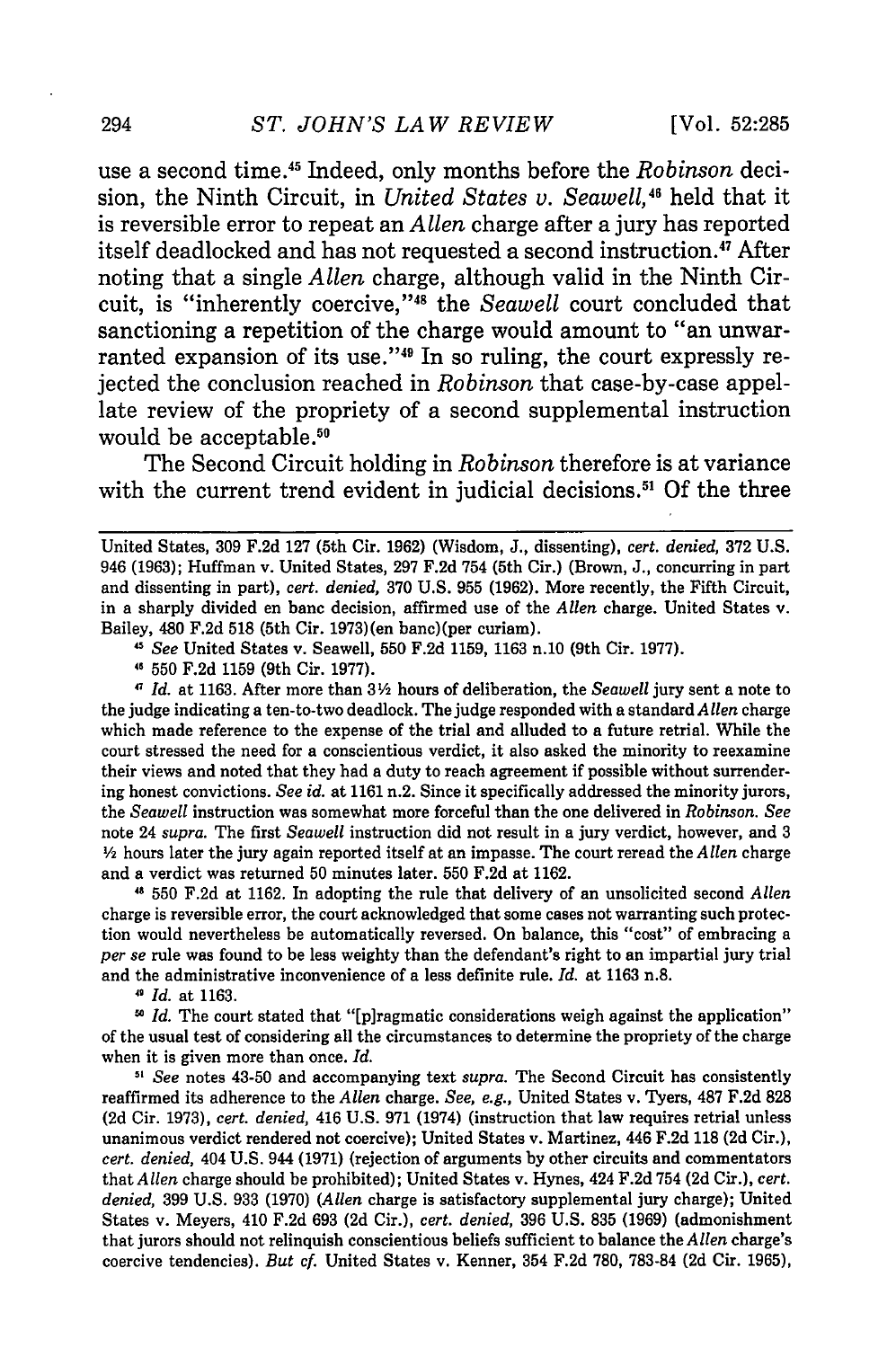use a second time.[45] Indeed, only months before the *Robinson* decision, the Ninth Circuit, in *United States v. Seawell*,[46] held that it is reversible error to repeat an *Allen* charge after a jury has reported itself deadlocked and has not requested a second instruction.[47] After noting that a single *Allen* charge, although valid in the Ninth Circuit, is "inherently coercive,"[48] the *Seawell* court concluded that sanctioning a repetition of the charge would amount to "an unwarranted expansion of its use."[49] In so ruling, the court expressly rejected the conclusion reached in *Robinson* that case-by-case appellate review of the propriety of a second supplemental instruction would be acceptable.[50]

The Second Circuit holding in *Robinson* therefore is at variance with the current trend evident in judicial decisions.[51] Of the three

---

United States, 309 F.2d 127 (5th Cir. 1962) (Wisdom, J., dissenting), *cert. denied*, 372 U.S. 946 (1963); Huffman v. United States, 297 F.2d 754 (5th Cir.) (Brown, J., concurring in part and dissenting in part), *cert. denied*, 370 U.S. 955 (1962). More recently, the Fifth Circuit, in a sharply divided en banc decision, affirmed use of the *Allen* charge. United States v. Bailey, 480 F.2d 518 (5th Cir. 1973)(en banc)(per curiam).

[45] *See* United States v. Seawell, 550 F.2d 1159, 1163 n.10 (9th Cir. 1977).

[46] 550 F.2d 1159 (9th Cir. 1977).

[47] *Id.* at 1163. After more than 3½ hours of deliberation, the *Seawell* jury sent a note to the judge indicating a ten-to-two deadlock. The judge responded with a standard *Allen* charge which made reference to the expense of the trial and alluded to a future retrial. While the court stressed the need for a conscientious verdict, it also asked the minority to reexamine their views and noted that they had a duty to reach agreement if possible without surrendering honest convictions. *See id.* at 1161 n.2. Since it specifically addressed the minority jurors, the *Seawell* instruction was somewhat more forceful than the one delivered in *Robinson*. *See* note 24 *supra*. The first *Seawell* instruction did not result in a jury verdict, however, and 3 ½ hours later the jury again reported itself at an impasse. The court reread the *Allen* charge and a verdict was returned 50 minutes later. 550 F.2d at 1162.

[48] 550 F.2d at 1162. In adopting the rule that delivery of an unsolicited second *Allen* charge is reversible error, the court acknowledged that some cases not warranting such protection would nevertheless be automatically reversed. On balance, this "cost" of embracing a *per se* rule was found to be less weighty than the defendant's right to an impartial jury trial and the administrative inconvenience of a less definite rule. *Id.* at 1163 n.8.

[49] *Id.* at 1163.

[50] *Id.* The court stated that "[p]ragmatic considerations weigh against the application" of the usual test of considering all the circumstances to determine the propriety of the charge when it is given more than once. *Id.*

[51] *See* notes 43-50 and accompanying text *supra*. The Second Circuit has consistently reaffirmed its adherence to the *Allen* charge. *See, e.g.*, United States v. Tyers, 487 F.2d 828 (2d Cir. 1973), *cert. denied*, 416 U.S. 971 (1974) (instruction that law requires retrial unless unanimous verdict rendered not coercive); United States v. Martinez, 446 F.2d 118 (2d Cir.), *cert. denied*, 404 U.S. 944 (1971) (rejection of arguments by other circuits and commentators that *Allen* charge should be prohibited); United States v. Hynes, 424 F.2d 754 (2d Cir.), *cert. denied*, 399 U.S. 933 (1970) (*Allen* charge is satisfactory supplemental jury charge); United States v. Meyers, 410 F.2d 693 (2d Cir.), *cert. denied*, 396 U.S. 835 (1969) (admonishment that jurors should not relinquish conscientious beliefs sufficient to balance the *Allen* charge's coercive tendencies). *But cf.* United States v. Kenner, 354 F.2d 780, 783-84 (2d Cir. 1965),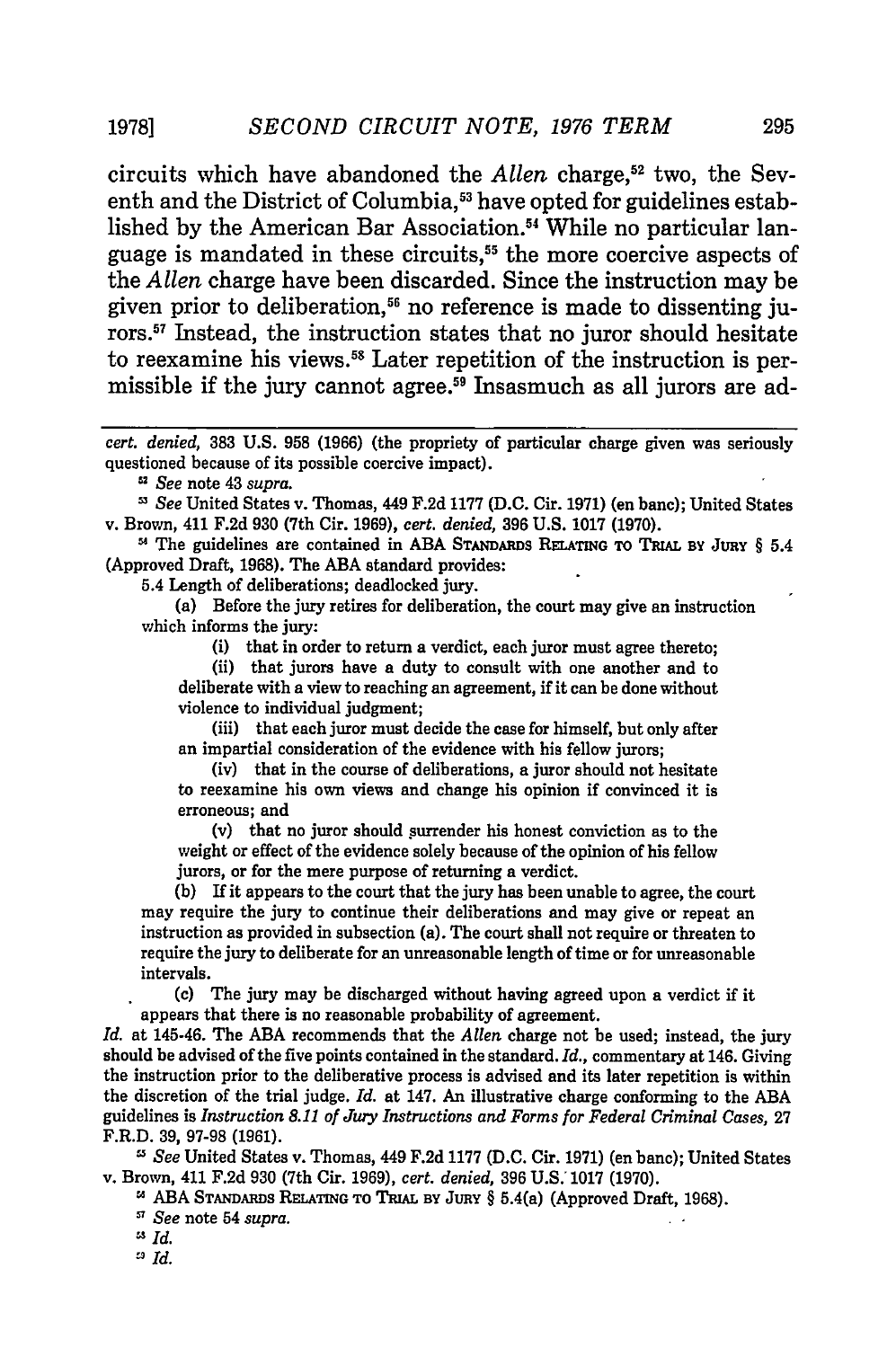circuits which have abandoned the *Allen* charge,[52] two, the Seventh and the District of Columbia,[53] have opted for guidelines established by the American Bar Association.[54] While no particular language is mandated in these circuits,[55] the more coercive aspects of the *Allen* charge have been discarded. Since the instruction may be given prior to deliberation,[56] no reference is made to dissenting jurors.[57] Instead, the instruction states that no juror should hesitate to reexamine his views.[58] Later repetition of the instruction is permissible if the jury cannot agree.[59] Insasmuch as all jurors are ad-

---

*cert. denied,* 383 U.S. 958 (1966) (the propriety of particular charge given was seriously questioned because of its possible coercive impact).

[52] *See* note 43 *supra.*

[53] *See* United States v. Thomas, 449 F.2d 1177 (D.C. Cir. 1971) (en banc); United States v. Brown, 411 F.2d 930 (7th Cir. 1969), *cert. denied,* 396 U.S. 1017 (1970).

[54] The guidelines are contained in ABA STANDARDS RELATING TO TRIAL BY JURY § 5.4 (Approved Draft, 1968). The ABA standard provides:

5.4 Length of deliberations; deadlocked jury.

(a) Before the jury retires for deliberation, the court may give an instruction which informs the jury:

(i) that in order to return a verdict, each juror must agree thereto;

(ii) that jurors have a duty to consult with one another and to deliberate with a view to reaching an agreement, if it can be done without violence to individual judgment;

(iii) that each juror must decide the case for himself, but only after an impartial consideration of the evidence with his fellow jurors;

(iv) that in the course of deliberations, a juror should not hesitate to reexamine his own views and change his opinion if convinced it is erroneous; and

(v) that no juror should surrender his honest conviction as to the weight or effect of the evidence solely because of the opinion of his fellow jurors, or for the mere purpose of returning a verdict.

(b) If it appears to the court that the jury has been unable to agree, the court may require the jury to continue their deliberations and may give or repeat an instruction as provided in subsection (a). The court shall not require or threaten to require the jury to deliberate for an unreasonable length of time or for unreasonable intervals.

(c) The jury may be discharged without having agreed upon a verdict if it appears that there is no reasonable probability of agreement.

*Id.* at 145-46. The ABA recommends that the *Allen* charge not be used; instead, the jury should be advised of the five points contained in the standard. *Id.*, commentary at 146. Giving the instruction prior to the deliberative process is advised and its later repetition is within the discretion of the trial judge. *Id.* at 147. An illustrative charge conforming to the ABA guidelines is *Instruction 8.11 of Jury Instructions and Forms for Federal Criminal Cases,* 27 F.R.D. 39, 97-98 (1961).

[55] *See* United States v. Thomas, 449 F.2d 1177 (D.C. Cir. 1971) (en banc); United States v. Brown, 411 F.2d 930 (7th Cir. 1969), *cert. denied,* 396 U.S. 1017 (1970).

[56] ABA STANDARDS RELATING TO TRIAL BY JURY § 5.4(a) (Approved Draft, 1968).

[57] *See* note 54 *supra.*

[58] *Id.*

[59] *Id.*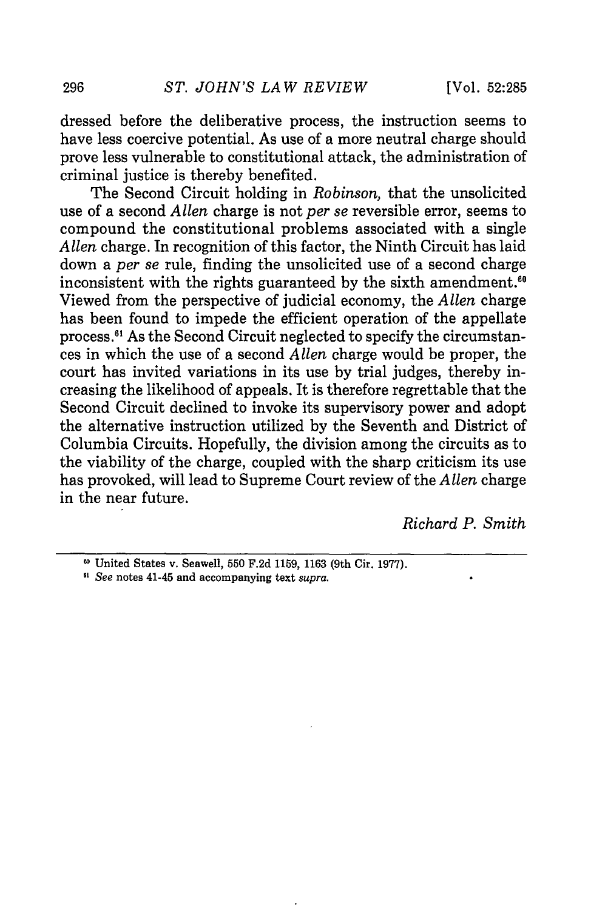dressed before the deliberative process, the instruction seems to have less coercive potential. As use of a more neutral charge should prove less vulnerable to constitutional attack, the administration of criminal justice is thereby benefited.

The Second Circuit holding in *Robinson*, that the unsolicited use of a second *Allen* charge is not *per se* reversible error, seems to compound the constitutional problems associated with a single *Allen* charge. In recognition of this factor, the Ninth Circuit has laid down a *per se* rule, finding the unsolicited use of a second charge inconsistent with the rights guaranteed by the sixth amendment.[60] Viewed from the perspective of judicial economy, the *Allen* charge has been found to impede the efficient operation of the appellate process.[61] As the Second Circuit neglected to specify the circumstances in which the use of a second *Allen* charge would be proper, the court has invited variations in its use by trial judges, thereby increasing the likelihood of appeals. It is therefore regrettable that the Second Circuit declined to invoke its supervisory power and adopt the alternative instruction utilized by the Seventh and District of Columbia Circuits. Hopefully, the division among the circuits as to the viability of the charge, coupled with the sharp criticism its use has provoked, will lead to Supreme Court review of the *Allen* charge in the near future.

*Richard P. Smith*

---

[60] United States v. Seawell, 550 F.2d 1159, 1163 (9th Cir. 1977).

[61] *See* notes 41-45 and accompanying text *supra*.